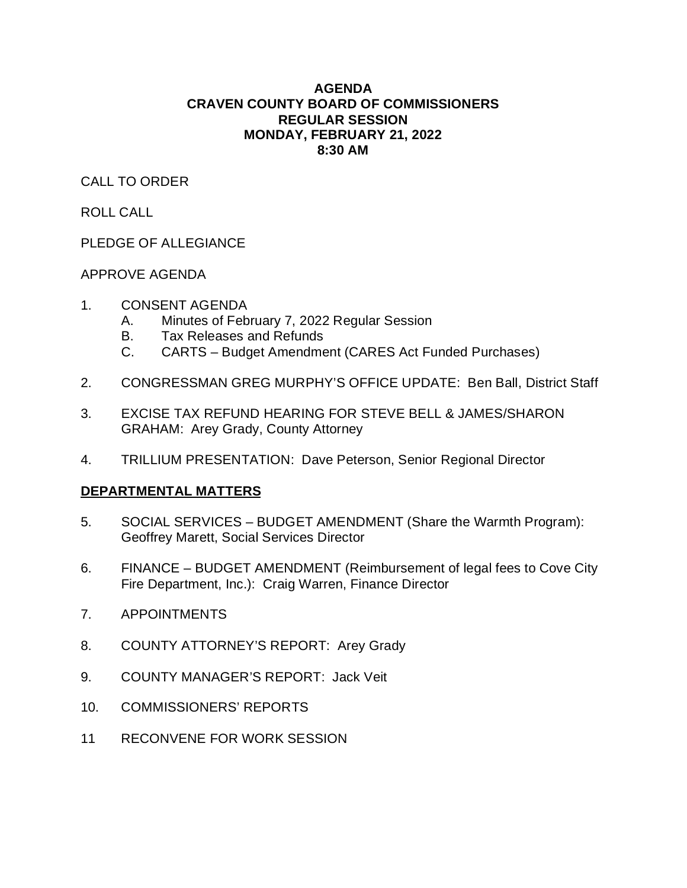# AGENDA
# CRAVEN COUNTY BOARD OF COMMISSIONERS
# REGULAR SESSION
# MONDAY, FEBRUARY 21, 2022
# 8:30 AM

CALL TO ORDER

ROLL CALL

PLEDGE OF ALLEGIANCE

APPROVE AGENDA

1. CONSENT AGENDA
   - A. Minutes of February 7, 2022 Regular Session
   - B. Tax Releases and Refunds
   - C. CARTS – Budget Amendment (CARES Act Funded Purchases)

2. CONGRESSMAN GREG MURPHY'S OFFICE UPDATE: Ben Ball, District Staff

3. EXCISE TAX REFUND HEARING FOR STEVE BELL & JAMES/SHARON GRAHAM: Arey Grady, County Attorney

4. TRILLIUM PRESENTATION: Dave Peterson, Senior Regional Director

## DEPARTMENTAL MATTERS

5. SOCIAL SERVICES – BUDGET AMENDMENT (Share the Warmth Program): Geoffrey Marett, Social Services Director

6. FINANCE – BUDGET AMENDMENT (Reimbursement of legal fees to Cove City Fire Department, Inc.): Craig Warren, Finance Director

7. APPOINTMENTS

8. COUNTY ATTORNEY'S REPORT: Arey Grady

9. COUNTY MANAGER'S REPORT: Jack Veit

10. COMMISSIONERS' REPORTS

11 RECONVENE FOR WORK SESSION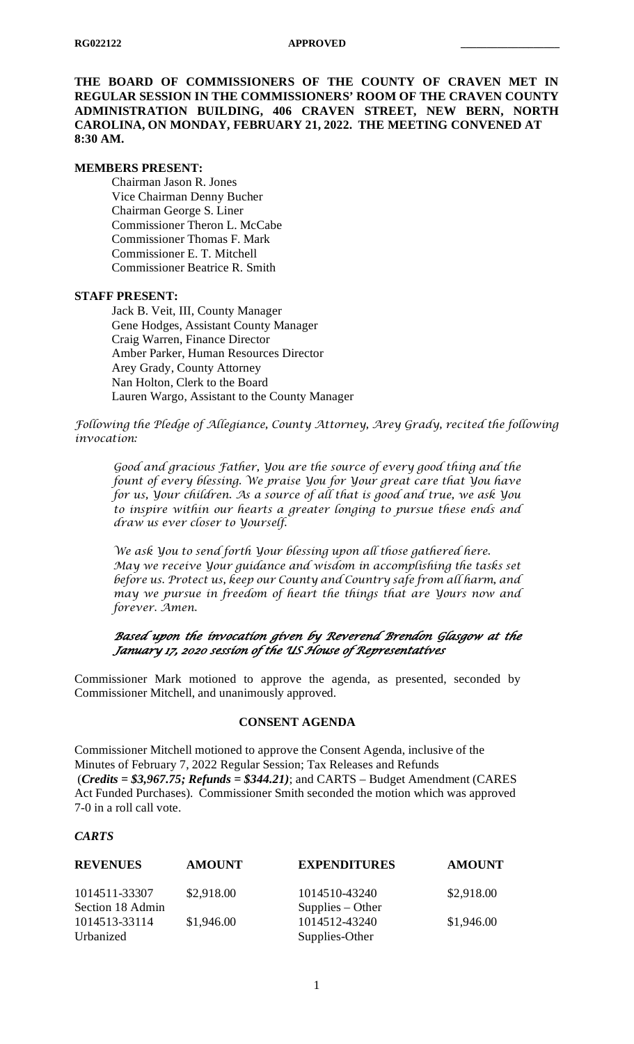RG022122 APPROVED _______________

**THE BOARD OF COMMISSIONERS OF THE COUNTY OF CRAVEN MET IN REGULAR SESSION IN THE COMMISSIONERS' ROOM OF THE CRAVEN COUNTY ADMINISTRATION BUILDING, 406 CRAVEN STREET, NEW BERN, NORTH CAROLINA, ON MONDAY, FEBRUARY 21, 2022. THE MEETING CONVENED AT 8:30 AM.**

**MEMBERS PRESENT:**

Chairman Jason R. Jones
Vice Chairman Denny Bucher
Chairman George S. Liner
Commissioner Theron L. McCabe
Commissioner Thomas F. Mark
Commissioner E. T. Mitchell
Commissioner Beatrice R. Smith

**STAFF PRESENT:**

Jack B. Veit, III, County Manager
Gene Hodges, Assistant County Manager
Craig Warren, Finance Director
Amber Parker, Human Resources Director
Arey Grady, County Attorney
Nan Holton, Clerk to the Board
Lauren Wargo, Assistant to the County Manager

*Following the Pledge of Allegiance, County Attorney, Arey Grady, recited the following invocation:*

> *Good and gracious Father, You are the source of every good thing and the fount of every blessing. We praise You for Your great care that You have for us, Your children. As a source of all that is good and true, we ask You to inspire within our hearts a greater longing to pursue these ends and draw us ever closer to Yourself.*
>
> *We ask You to send forth Your blessing upon all those gathered here. May we receive Your guidance and wisdom in accomplishing the tasks set before us. Protect us, keep our County and Country safe from all harm, and may we pursue in freedom of heart the things that are Yours now and forever. Amen.*
>
> ***Based upon the invocation given by Reverend Brendon Glasgow at the January 17, 2020 session of the US House of Representatives***

Commissioner Mark motioned to approve the agenda, as presented, seconded by Commissioner Mitchell, and unanimously approved.

**CONSENT AGENDA**

Commissioner Mitchell motioned to approve the Consent Agenda, inclusive of the Minutes of February 7, 2022 Regular Session; Tax Releases and Refunds (***Credits = $3,967.75; Refunds = $344.21)***; and CARTS – Budget Amendment (CARES Act Funded Purchases). Commissioner Smith seconded the motion which was approved 7-0 in a roll call vote.

***CARTS***

| REVENUES | AMOUNT | EXPENDITURES | AMOUNT |
|---|---|---|---|
| 1014511-33307 Section 18 Admin | $2,918.00 | 1014510-43240 Supplies – Other | $2,918.00 |
| 1014513-33114 Urbanized | $1,946.00 | 1014512-43240 Supplies-Other | $1,946.00 |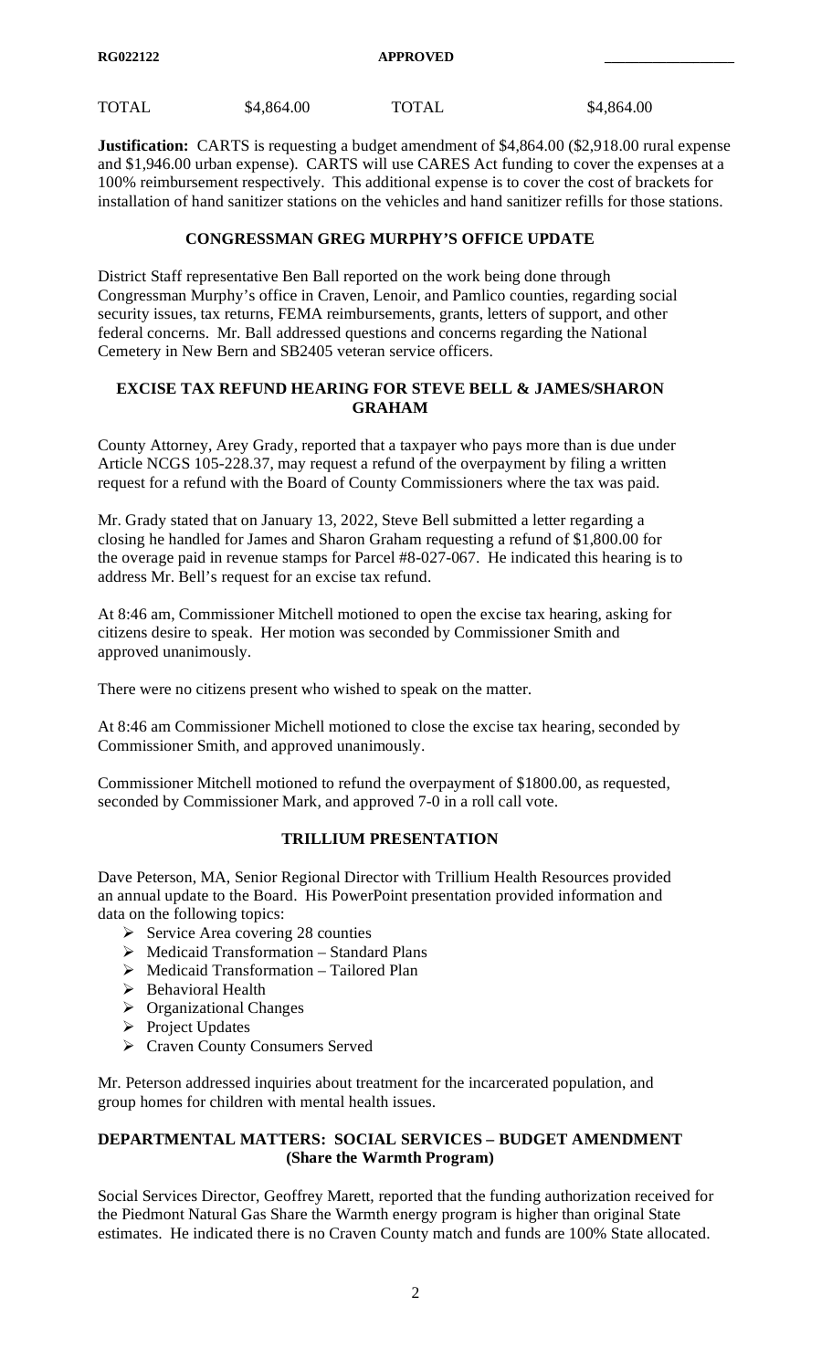| TOTAL | $4,864.00 | TOTAL | $4,864.00 |
|---|---|---|---|

**Justification:** CARTS is requesting a budget amendment of $4,864.00 ($2,918.00 rural expense and $1,946.00 urban expense). CARTS will use CARES Act funding to cover the expenses at a 100% reimbursement respectively. This additional expense is to cover the cost of brackets for installation of hand sanitizer stations on the vehicles and hand sanitizer refills for those stations.

## CONGRESSMAN GREG MURPHY'S OFFICE UPDATE

District Staff representative Ben Ball reported on the work being done through Congressman Murphy's office in Craven, Lenoir, and Pamlico counties, regarding social security issues, tax returns, FEMA reimbursements, grants, letters of support, and other federal concerns. Mr. Ball addressed questions and concerns regarding the National Cemetery in New Bern and SB2405 veteran service officers.

## EXCISE TAX REFUND HEARING FOR STEVE BELL & JAMES/SHARON GRAHAM

County Attorney, Arey Grady, reported that a taxpayer who pays more than is due under Article NCGS 105-228.37, may request a refund of the overpayment by filing a written request for a refund with the Board of County Commissioners where the tax was paid.

Mr. Grady stated that on January 13, 2022, Steve Bell submitted a letter regarding a closing he handled for James and Sharon Graham requesting a refund of $1,800.00 for the overage paid in revenue stamps for Parcel #8-027-067. He indicated this hearing is to address Mr. Bell's request for an excise tax refund.

At 8:46 am, Commissioner Mitchell motioned to open the excise tax hearing, asking for citizens desire to speak. Her motion was seconded by Commissioner Smith and approved unanimously.

There were no citizens present who wished to speak on the matter.

At 8:46 am Commissioner Michell motioned to close the excise tax hearing, seconded by Commissioner Smith, and approved unanimously.

Commissioner Mitchell motioned to refund the overpayment of $1800.00, as requested, seconded by Commissioner Mark, and approved 7-0 in a roll call vote.

## TRILLIUM PRESENTATION

Dave Peterson, MA, Senior Regional Director with Trillium Health Resources provided an annual update to the Board. His PowerPoint presentation provided information and data on the following topics:

- Service Area covering 28 counties
- Medicaid Transformation – Standard Plans
- Medicaid Transformation – Tailored Plan
- Behavioral Health
- Organizational Changes
- Project Updates
- Craven County Consumers Served

Mr. Peterson addressed inquiries about treatment for the incarcerated population, and group homes for children with mental health issues.

## DEPARTMENTAL MATTERS: SOCIAL SERVICES – BUDGET AMENDMENT (Share the Warmth Program)

Social Services Director, Geoffrey Marett, reported that the funding authorization received for the Piedmont Natural Gas Share the Warmth energy program is higher than original State estimates. He indicated there is no Craven County match and funds are 100% State allocated.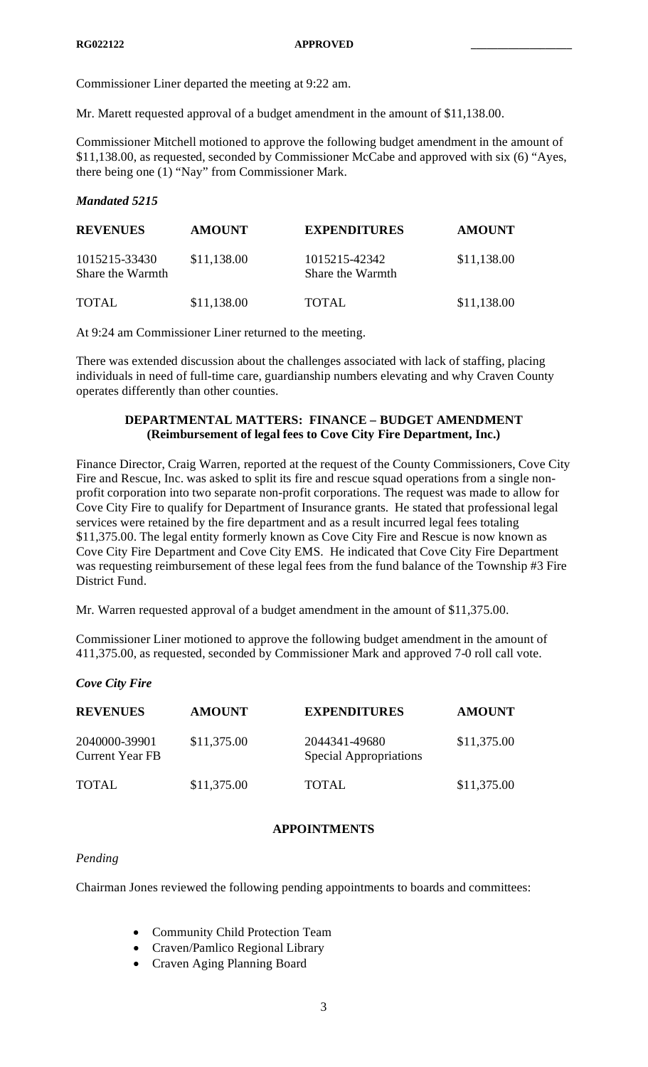Commissioner Liner departed the meeting at 9:22 am.

Mr. Marett requested approval of a budget amendment in the amount of $11,138.00.

Commissioner Mitchell motioned to approve the following budget amendment in the amount of $11,138.00, as requested, seconded by Commissioner McCabe and approved with six (6) "Ayes, there being one (1) "Nay" from Commissioner Mark.

***Mandated 5215***

| REVENUES | AMOUNT | EXPENDITURES | AMOUNT |
|---|---|---|---|
| 1015215-33430 Share the Warmth | $11,138.00 | 1015215-42342 Share the Warmth | $11,138.00 |
| TOTAL | $11,138.00 | TOTAL | $11,138.00 |

At 9:24 am Commissioner Liner returned to the meeting.

There was extended discussion about the challenges associated with lack of staffing, placing individuals in need of full-time care, guardianship numbers elevating and why Craven County operates differently than other counties.

**DEPARTMENTAL MATTERS: FINANCE – BUDGET AMENDMENT (Reimbursement of legal fees to Cove City Fire Department, Inc.)**

Finance Director, Craig Warren, reported at the request of the County Commissioners, Cove City Fire and Rescue, Inc. was asked to split its fire and rescue squad operations from a single non-profit corporation into two separate non-profit corporations. The request was made to allow for Cove City Fire to qualify for Department of Insurance grants. He stated that professional legal services were retained by the fire department and as a result incurred legal fees totaling $11,375.00. The legal entity formerly known as Cove City Fire and Rescue is now known as Cove City Fire Department and Cove City EMS. He indicated that Cove City Fire Department was requesting reimbursement of these legal fees from the fund balance of the Township #3 Fire District Fund.

Mr. Warren requested approval of a budget amendment in the amount of $11,375.00.

Commissioner Liner motioned to approve the following budget amendment in the amount of 411,375.00, as requested, seconded by Commissioner Mark and approved 7-0 roll call vote.

***Cove City Fire***

| REVENUES | AMOUNT | EXPENDITURES | AMOUNT |
|---|---|---|---|
| 2040000-39901 Current Year FB | $11,375.00 | 2044341-49680 Special Appropriations | $11,375.00 |
| TOTAL | $11,375.00 | TOTAL | $11,375.00 |

**APPOINTMENTS**

*Pending*

Chairman Jones reviewed the following pending appointments to boards and committees:

- Community Child Protection Team
- Craven/Pamlico Regional Library
- Craven Aging Planning Board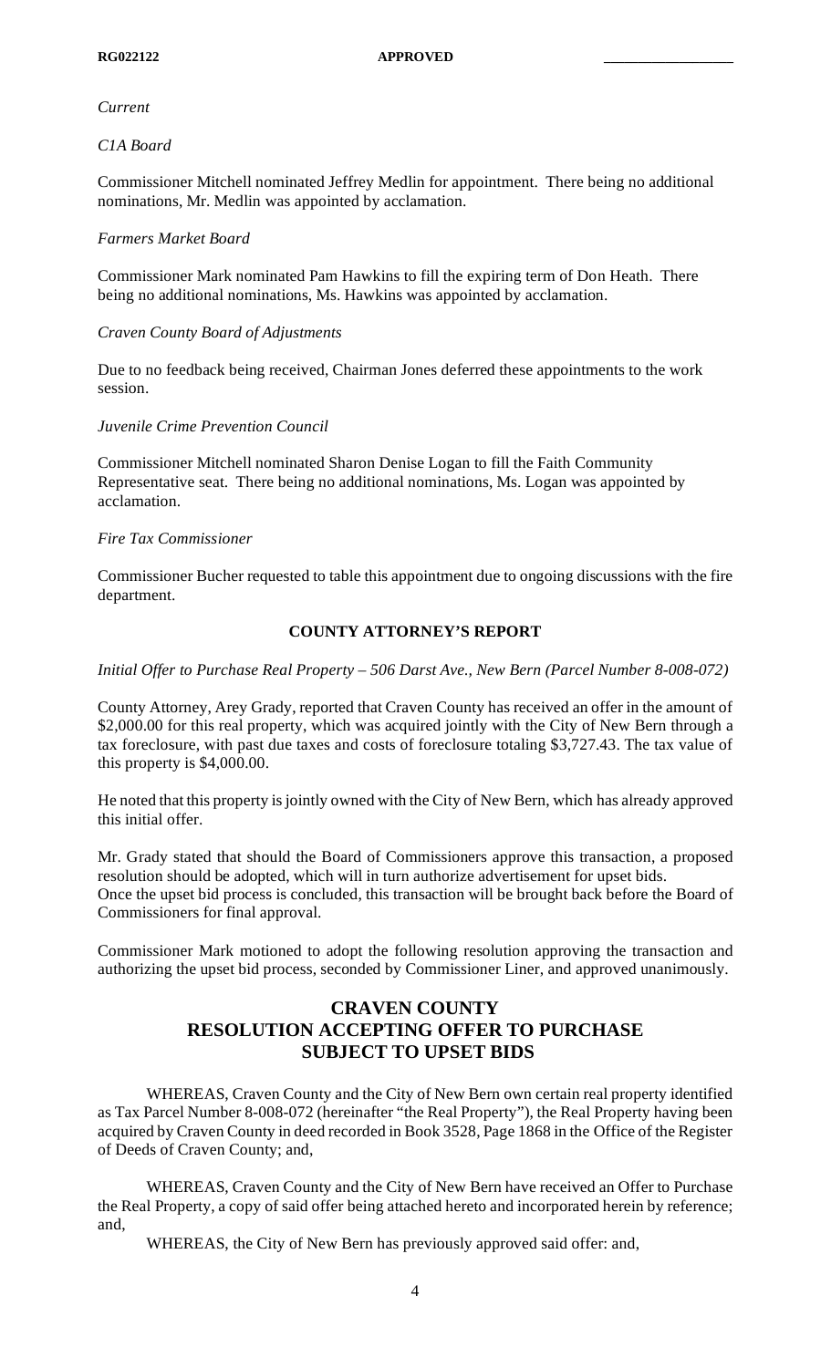*Current*

*C1A Board*

Commissioner Mitchell nominated Jeffrey Medlin for appointment. There being no additional nominations, Mr. Medlin was appointed by acclamation.

*Farmers Market Board*

Commissioner Mark nominated Pam Hawkins to fill the expiring term of Don Heath. There being no additional nominations, Ms. Hawkins was appointed by acclamation.

*Craven County Board of Adjustments*

Due to no feedback being received, Chairman Jones deferred these appointments to the work session.

*Juvenile Crime Prevention Council*

Commissioner Mitchell nominated Sharon Denise Logan to fill the Faith Community Representative seat. There being no additional nominations, Ms. Logan was appointed by acclamation.

*Fire Tax Commissioner*

Commissioner Bucher requested to table this appointment due to ongoing discussions with the fire department.

**COUNTY ATTORNEY'S REPORT**

*Initial Offer to Purchase Real Property – 506 Darst Ave., New Bern (Parcel Number 8-008-072)*

County Attorney, Arey Grady, reported that Craven County has received an offer in the amount of $2,000.00 for this real property, which was acquired jointly with the City of New Bern through a tax foreclosure, with past due taxes and costs of foreclosure totaling $3,727.43. The tax value of this property is $4,000.00.

He noted that this property is jointly owned with the City of New Bern, which has already approved this initial offer.

Mr. Grady stated that should the Board of Commissioners approve this transaction, a proposed resolution should be adopted, which will in turn authorize advertisement for upset bids. Once the upset bid process is concluded, this transaction will be brought back before the Board of Commissioners for final approval.

Commissioner Mark motioned to adopt the following resolution approving the transaction and authorizing the upset bid process, seconded by Commissioner Liner, and approved unanimously.

## CRAVEN COUNTY
## RESOLUTION ACCEPTING OFFER TO PURCHASE SUBJECT TO UPSET BIDS

WHEREAS, Craven County and the City of New Bern own certain real property identified as Tax Parcel Number 8-008-072 (hereinafter "the Real Property"), the Real Property having been acquired by Craven County in deed recorded in Book 3528, Page 1868 in the Office of the Register of Deeds of Craven County; and,

WHEREAS, Craven County and the City of New Bern have received an Offer to Purchase the Real Property, a copy of said offer being attached hereto and incorporated herein by reference; and,

WHEREAS, the City of New Bern has previously approved said offer: and,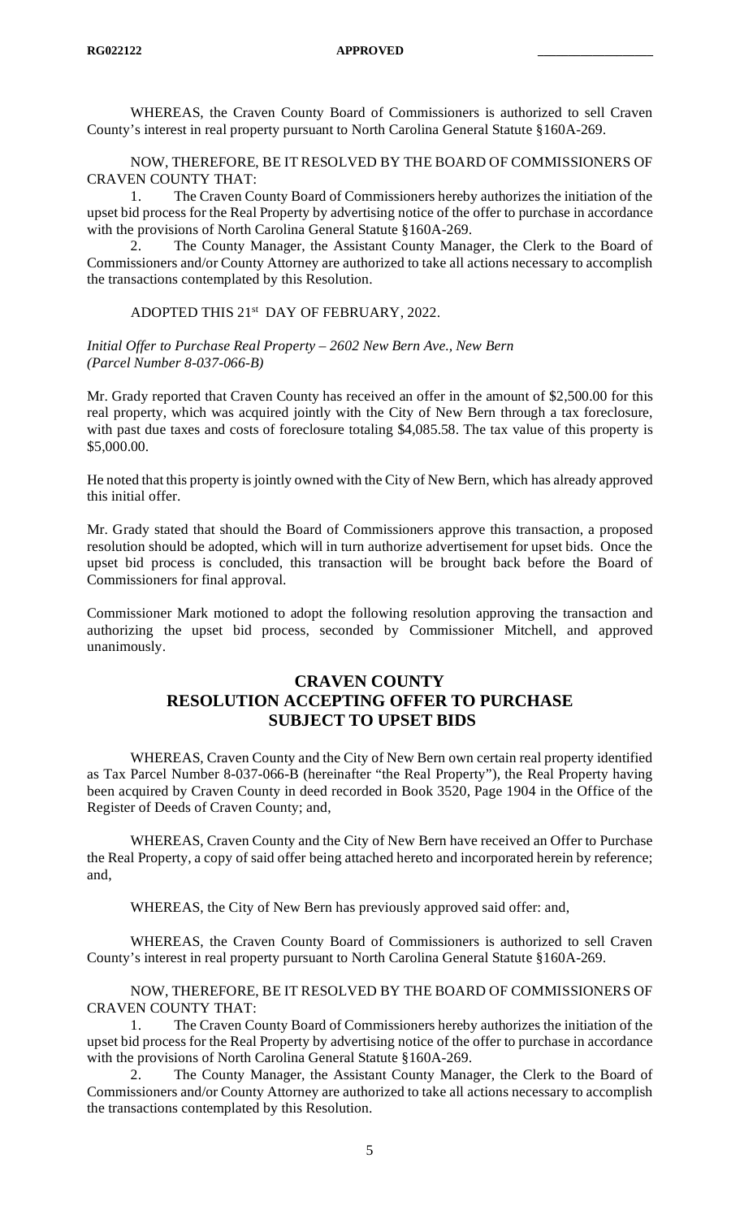WHEREAS, the Craven County Board of Commissioners is authorized to sell Craven County's interest in real property pursuant to North Carolina General Statute §160A-269.

NOW, THEREFORE, BE IT RESOLVED BY THE BOARD OF COMMISSIONERS OF CRAVEN COUNTY THAT:

1. The Craven County Board of Commissioners hereby authorizes the initiation of the upset bid process for the Real Property by advertising notice of the offer to purchase in accordance with the provisions of North Carolina General Statute §160A-269.
2. The County Manager, the Assistant County Manager, the Clerk to the Board of Commissioners and/or County Attorney are authorized to take all actions necessary to accomplish the transactions contemplated by this Resolution.

ADOPTED THIS 21st DAY OF FEBRUARY, 2022.

*Initial Offer to Purchase Real Property – 2602 New Bern Ave., New Bern (Parcel Number 8-037-066-B)*

Mr. Grady reported that Craven County has received an offer in the amount of $2,500.00 for this real property, which was acquired jointly with the City of New Bern through a tax foreclosure, with past due taxes and costs of foreclosure totaling $4,085.58. The tax value of this property is $5,000.00.

He noted that this property is jointly owned with the City of New Bern, which has already approved this initial offer.

Mr. Grady stated that should the Board of Commissioners approve this transaction, a proposed resolution should be adopted, which will in turn authorize advertisement for upset bids. Once the upset bid process is concluded, this transaction will be brought back before the Board of Commissioners for final approval.

Commissioner Mark motioned to adopt the following resolution approving the transaction and authorizing the upset bid process, seconded by Commissioner Mitchell, and approved unanimously.

## CRAVEN COUNTY
## RESOLUTION ACCEPTING OFFER TO PURCHASE SUBJECT TO UPSET BIDS

WHEREAS, Craven County and the City of New Bern own certain real property identified as Tax Parcel Number 8-037-066-B (hereinafter "the Real Property"), the Real Property having been acquired by Craven County in deed recorded in Book 3520, Page 1904 in the Office of the Register of Deeds of Craven County; and,

WHEREAS, Craven County and the City of New Bern have received an Offer to Purchase the Real Property, a copy of said offer being attached hereto and incorporated herein by reference; and,

WHEREAS, the City of New Bern has previously approved said offer: and,

WHEREAS, the Craven County Board of Commissioners is authorized to sell Craven County's interest in real property pursuant to North Carolina General Statute §160A-269.

NOW, THEREFORE, BE IT RESOLVED BY THE BOARD OF COMMISSIONERS OF CRAVEN COUNTY THAT:

1. The Craven County Board of Commissioners hereby authorizes the initiation of the upset bid process for the Real Property by advertising notice of the offer to purchase in accordance with the provisions of North Carolina General Statute §160A-269.
2. The County Manager, the Assistant County Manager, the Clerk to the Board of Commissioners and/or County Attorney are authorized to take all actions necessary to accomplish the transactions contemplated by this Resolution.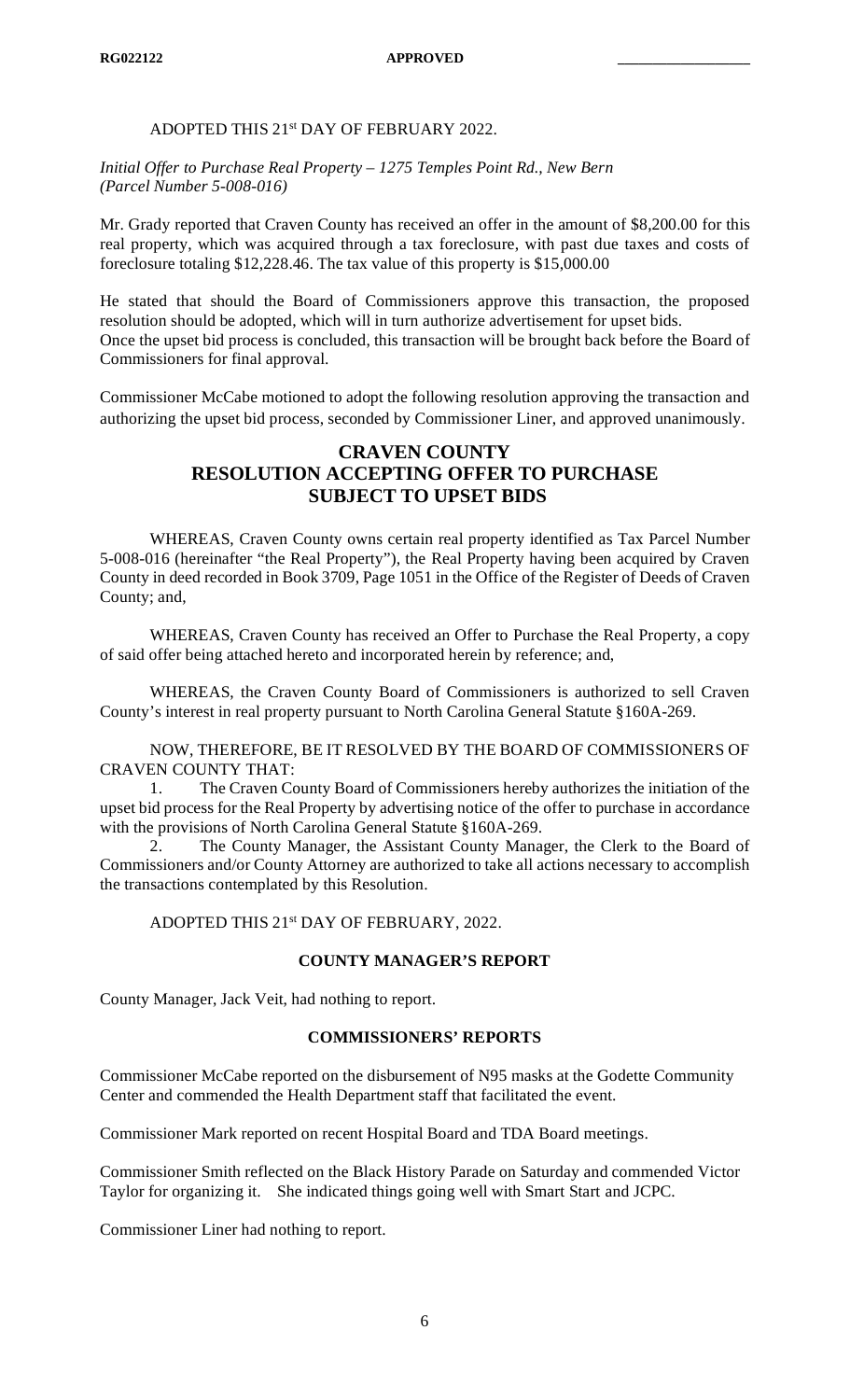ADOPTED THIS 21st DAY OF FEBRUARY 2022.

*Initial Offer to Purchase Real Property – 1275 Temples Point Rd., New Bern (Parcel Number 5-008-016)*

Mr. Grady reported that Craven County has received an offer in the amount of $8,200.00 for this real property, which was acquired through a tax foreclosure, with past due taxes and costs of foreclosure totaling $12,228.46. The tax value of this property is $15,000.00

He stated that should the Board of Commissioners approve this transaction, the proposed resolution should be adopted, which will in turn authorize advertisement for upset bids. Once the upset bid process is concluded, this transaction will be brought back before the Board of Commissioners for final approval.

Commissioner McCabe motioned to adopt the following resolution approving the transaction and authorizing the upset bid process, seconded by Commissioner Liner, and approved unanimously.

## CRAVEN COUNTY
## RESOLUTION ACCEPTING OFFER TO PURCHASE SUBJECT TO UPSET BIDS

WHEREAS, Craven County owns certain real property identified as Tax Parcel Number 5-008-016 (hereinafter "the Real Property"), the Real Property having been acquired by Craven County in deed recorded in Book 3709, Page 1051 in the Office of the Register of Deeds of Craven County; and,

WHEREAS, Craven County has received an Offer to Purchase the Real Property, a copy of said offer being attached hereto and incorporated herein by reference; and,

WHEREAS, the Craven County Board of Commissioners is authorized to sell Craven County's interest in real property pursuant to North Carolina General Statute §160A-269.

NOW, THEREFORE, BE IT RESOLVED BY THE BOARD OF COMMISSIONERS OF CRAVEN COUNTY THAT:

1. The Craven County Board of Commissioners hereby authorizes the initiation of the upset bid process for the Real Property by advertising notice of the offer to purchase in accordance with the provisions of North Carolina General Statute §160A-269.
2. The County Manager, the Assistant County Manager, the Clerk to the Board of Commissioners and/or County Attorney are authorized to take all actions necessary to accomplish the transactions contemplated by this Resolution.

ADOPTED THIS 21st DAY OF FEBRUARY, 2022.

### COUNTY MANAGER'S REPORT

County Manager, Jack Veit, had nothing to report.

### COMMISSIONERS' REPORTS

Commissioner McCabe reported on the disbursement of N95 masks at the Godette Community Center and commended the Health Department staff that facilitated the event.

Commissioner Mark reported on recent Hospital Board and TDA Board meetings.

Commissioner Smith reflected on the Black History Parade on Saturday and commended Victor Taylor for organizing it. She indicated things going well with Smart Start and JCPC.

Commissioner Liner had nothing to report.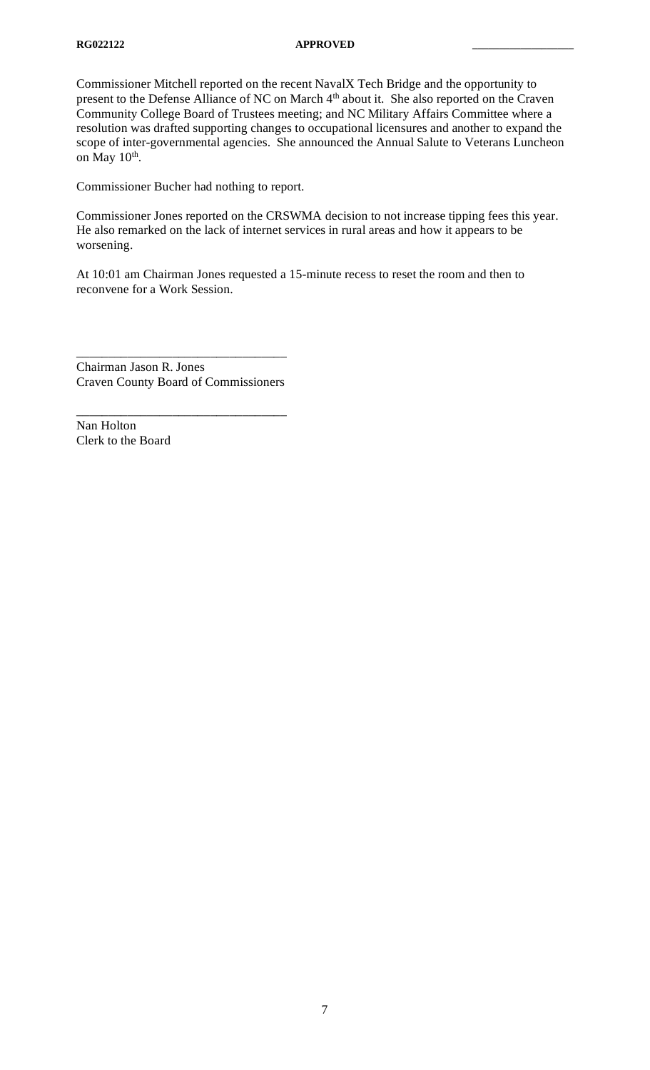Commissioner Mitchell reported on the recent NavalX Tech Bridge and the opportunity to present to the Defense Alliance of NC on March 4th about it. She also reported on the Craven Community College Board of Trustees meeting; and NC Military Affairs Committee where a resolution was drafted supporting changes to occupational licensures and another to expand the scope of inter-governmental agencies. She announced the Annual Salute to Veterans Luncheon on May 10th.

Commissioner Bucher had nothing to report.

Commissioner Jones reported on the CRSWMA decision to not increase tipping fees this year. He also remarked on the lack of internet services in rural areas and how it appears to be worsening.

At 10:01 am Chairman Jones requested a 15-minute recess to reset the room and then to reconvene for a Work Session.

\_\_\_\_\_\_\_\_\_\_\_\_\_\_\_\_\_\_\_\_\_\_\_\_\_\_\_\_\_\_\_\_

Chairman Jason R. Jones
Craven County Board of Commissioners

\_\_\_\_\_\_\_\_\_\_\_\_\_\_\_\_\_\_\_\_\_\_\_\_\_\_\_\_\_\_\_\_

Nan Holton
Clerk to the Board